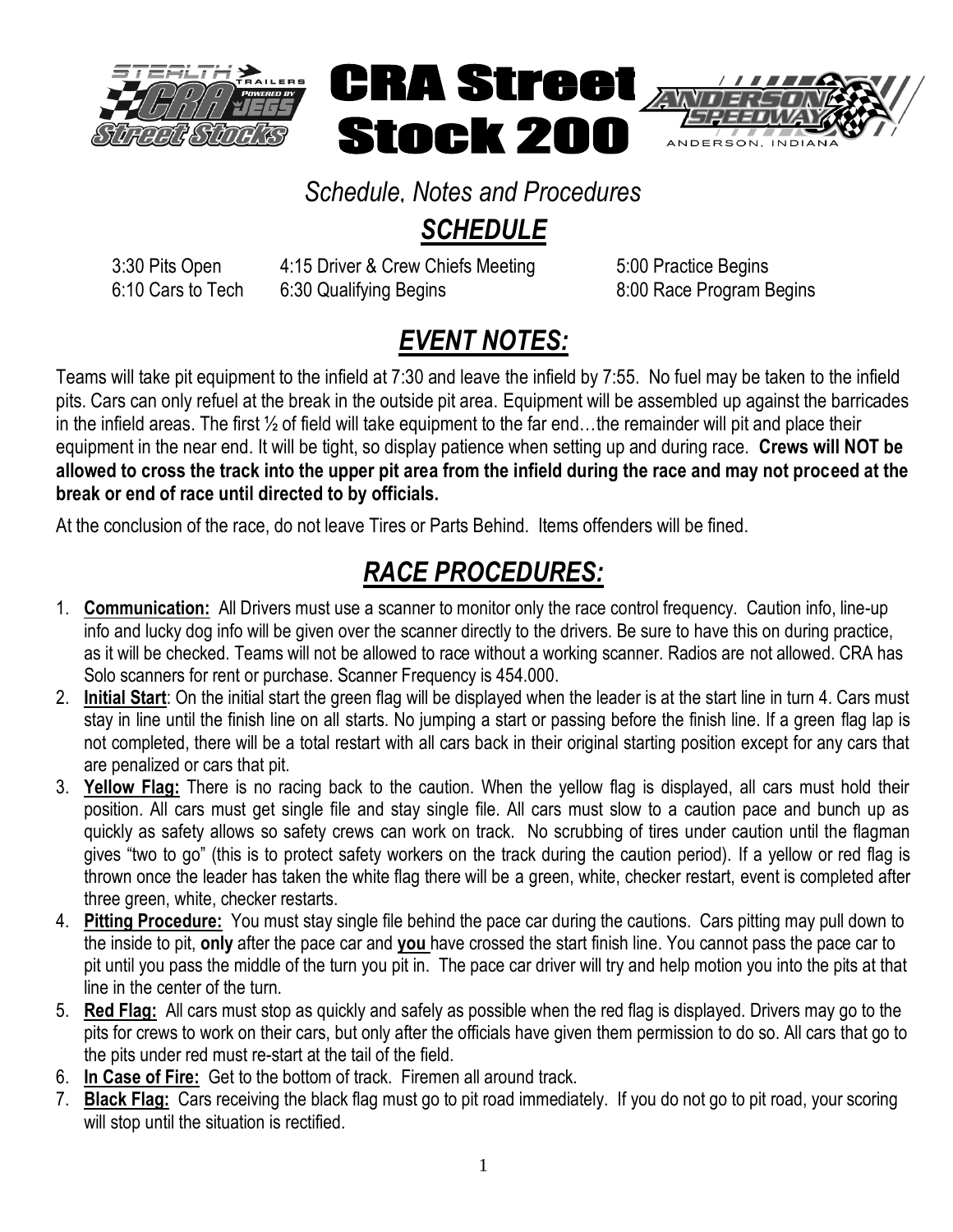# CRA Street Stock 200

*Schedule, Notes and Procedures*

## ***SCHEDULE***

| | | |
|---|---|---|
| 3:30 Pits Open | 4:15 Driver & Crew Chiefs Meeting | 5:00 Practice Begins |
| 6:10 Cars to Tech | 6:30 Qualifying Begins | 8:00 Race Program Begins |

## ***EVENT NOTES:***

Teams will take pit equipment to the infield at 7:30 and leave the infield by 7:55. No fuel may be taken to the infield pits. Cars can only refuel at the break in the outside pit area. Equipment will be assembled up against the barricades in the infield areas. The first ½ of field will take equipment to the far end…the remainder will pit and place their equipment in the near end. It will be tight, so display patience when setting up and during race. **Crews will NOT be allowed to cross the track into the upper pit area from the infield during the race and may not proceed at the break or end of race until directed to by officials.**

At the conclusion of the race, do not leave Tires or Parts Behind. Items offenders will be fined.

## ***RACE PROCEDURES:***

1. **Communication:** All Drivers must use a scanner to monitor only the race control frequency. Caution info, line-up info and lucky dog info will be given over the scanner directly to the drivers. Be sure to have this on during practice, as it will be checked. Teams will not be allowed to race without a working scanner. Radios are not allowed. CRA has Solo scanners for rent or purchase. Scanner Frequency is 454.000.
2. **Initial Start**: On the initial start the green flag will be displayed when the leader is at the start line in turn 4. Cars must stay in line until the finish line on all starts. No jumping a start or passing before the finish line. If a green flag lap is not completed, there will be a total restart with all cars back in their original starting position except for any cars that are penalized or cars that pit.
3. **Yellow Flag:** There is no racing back to the caution. When the yellow flag is displayed, all cars must hold their position. All cars must get single file and stay single file. All cars must slow to a caution pace and bunch up as quickly as safety allows so safety crews can work on track. No scrubbing of tires under caution until the flagman gives "two to go" (this is to protect safety workers on the track during the caution period). If a yellow or red flag is thrown once the leader has taken the white flag there will be a green, white, checker restart, event is completed after three green, white, checker restarts.
4. **Pitting Procedure:** You must stay single file behind the pace car during the cautions. Cars pitting may pull down to the inside to pit, **only** after the pace car and **you** have crossed the start finish line. You cannot pass the pace car to pit until you pass the middle of the turn you pit in. The pace car driver will try and help motion you into the pits at that line in the center of the turn.
5. **Red Flag:** All cars must stop as quickly and safely as possible when the red flag is displayed. Drivers may go to the pits for crews to work on their cars, but only after the officials have given them permission to do so. All cars that go to the pits under red must re-start at the tail of the field.
6. **In Case of Fire:** Get to the bottom of track. Firemen all around track.
7. **Black Flag:** Cars receiving the black flag must go to pit road immediately. If you do not go to pit road, your scoring will stop until the situation is rectified.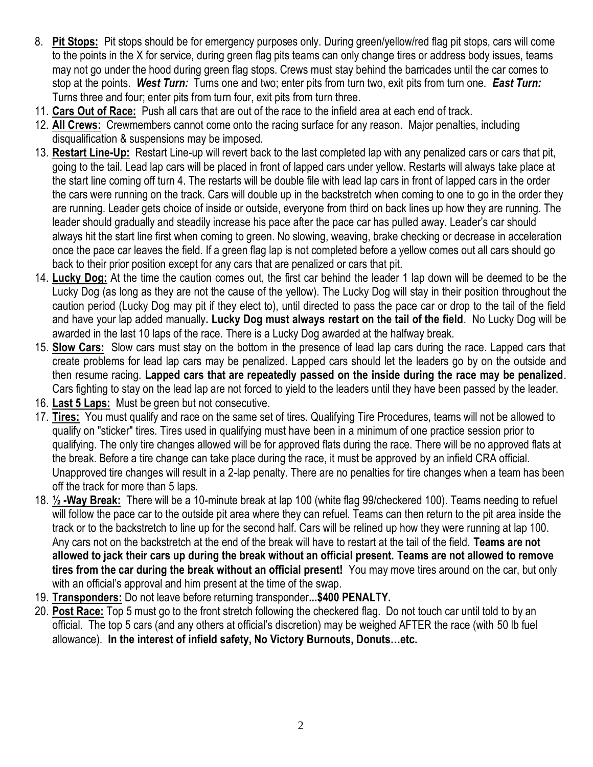8. **Pit Stops:** Pit stops should be for emergency purposes only. During green/yellow/red flag pit stops, cars will come to the points in the X for service, during green flag pits teams can only change tires or address body issues, teams may not go under the hood during green flag stops. Crews must stay behind the barricades until the car comes to stop at the points. ***West Turn:*** Turns one and two; enter pits from turn two, exit pits from turn one. ***East Turn:*** Turns three and four; enter pits from turn four, exit pits from turn three.
11. **Cars Out of Race:** Push all cars that are out of the race to the infield area at each end of track.
12. **All Crews:** Crewmembers cannot come onto the racing surface for any reason. Major penalties, including disqualification & suspensions may be imposed.
13. **Restart Line-Up:** Restart Line-up will revert back to the last completed lap with any penalized cars or cars that pit, going to the tail. Lead lap cars will be placed in front of lapped cars under yellow. Restarts will always take place at the start line coming off turn 4. The restarts will be double file with lead lap cars in front of lapped cars in the order the cars were running on the track. Cars will double up in the backstretch when coming to one to go in the order they are running. Leader gets choice of inside or outside, everyone from third on back lines up how they are running. The leader should gradually and steadily increase his pace after the pace car has pulled away. Leader's car should always hit the start line first when coming to green. No slowing, weaving, brake checking or decrease in acceleration once the pace car leaves the field. If a green flag lap is not completed before a yellow comes out all cars should go back to their prior position except for any cars that are penalized or cars that pit.
14. **Lucky Dog:** At the time the caution comes out, the first car behind the leader 1 lap down will be deemed to be the Lucky Dog (as long as they are not the cause of the yellow). The Lucky Dog will stay in their position throughout the caution period (Lucky Dog may pit if they elect to), until directed to pass the pace car or drop to the tail of the field and have your lap added manually**. Lucky Dog must always restart on the tail of the field**. No Lucky Dog will be awarded in the last 10 laps of the race. There is a Lucky Dog awarded at the halfway break.
15. **Slow Cars:** Slow cars must stay on the bottom in the presence of lead lap cars during the race. Lapped cars that create problems for lead lap cars may be penalized. Lapped cars should let the leaders go by on the outside and then resume racing. **Lapped cars that are repeatedly passed on the inside during the race may be penalized**. Cars fighting to stay on the lead lap are not forced to yield to the leaders until they have been passed by the leader.
16. **Last 5 Laps:** Must be green but not consecutive.
17. **Tires:** You must qualify and race on the same set of tires. Qualifying Tire Procedures, teams will not be allowed to qualify on "sticker" tires. Tires used in qualifying must have been in a minimum of one practice session prior to qualifying. The only tire changes allowed will be for approved flats during the race. There will be no approved flats at the break. Before a tire change can take place during the race, it must be approved by an infield CRA official. Unapproved tire changes will result in a 2-lap penalty. There are no penalties for tire changes when a team has been off the track for more than 5 laps.
18. **½ -Way Break:** There will be a 10-minute break at lap 100 (white flag 99/checkered 100). Teams needing to refuel will follow the pace car to the outside pit area where they can refuel. Teams can then return to the pit area inside the track or to the backstretch to line up for the second half. Cars will be relined up how they were running at lap 100. Any cars not on the backstretch at the end of the break will have to restart at the tail of the field. **Teams are not allowed to jack their cars up during the break without an official present. Teams are not allowed to remove tires from the car during the break without an official present!** You may move tires around on the car, but only with an official's approval and him present at the time of the swap.
19. **Transponders:** Do not leave before returning transponder**...$400 PENALTY.**
20. **Post Race:** Top 5 must go to the front stretch following the checkered flag. Do not touch car until told to by an official. The top 5 cars (and any others at official's discretion) may be weighed AFTER the race (with 50 lb fuel allowance). **In the interest of infield safety, No Victory Burnouts, Donuts…etc.**